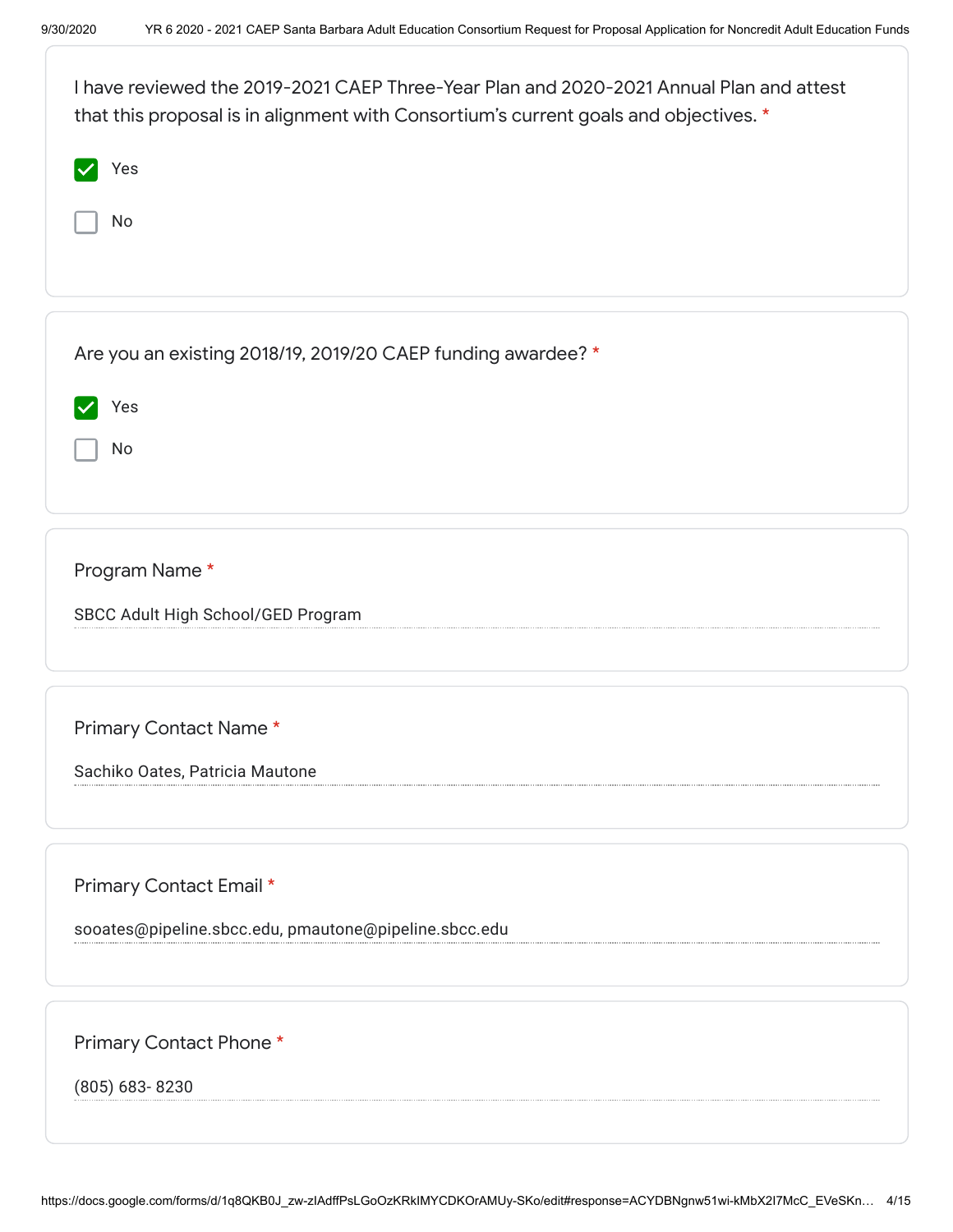I have reviewed the 2019-2021 CAEP Three-Year Plan and 2020-2021 Annual Plan and attest that this proposal is in alignment with Consortium's current goals and objectives. *

- [x] Yes
- [ ] No

Are you an existing 2018/19, 2019/20 CAEP funding awardee? *

- [x] Yes
- [ ] No

Program Name *

SBCC Adult High School/GED Program

Primary Contact Name *

Sachiko Oates, Patricia Mautone

Primary Contact Email *

sooates@pipeline.sbcc.edu, pmautone@pipeline.sbcc.edu

Primary Contact Phone *

(805) 683- 8230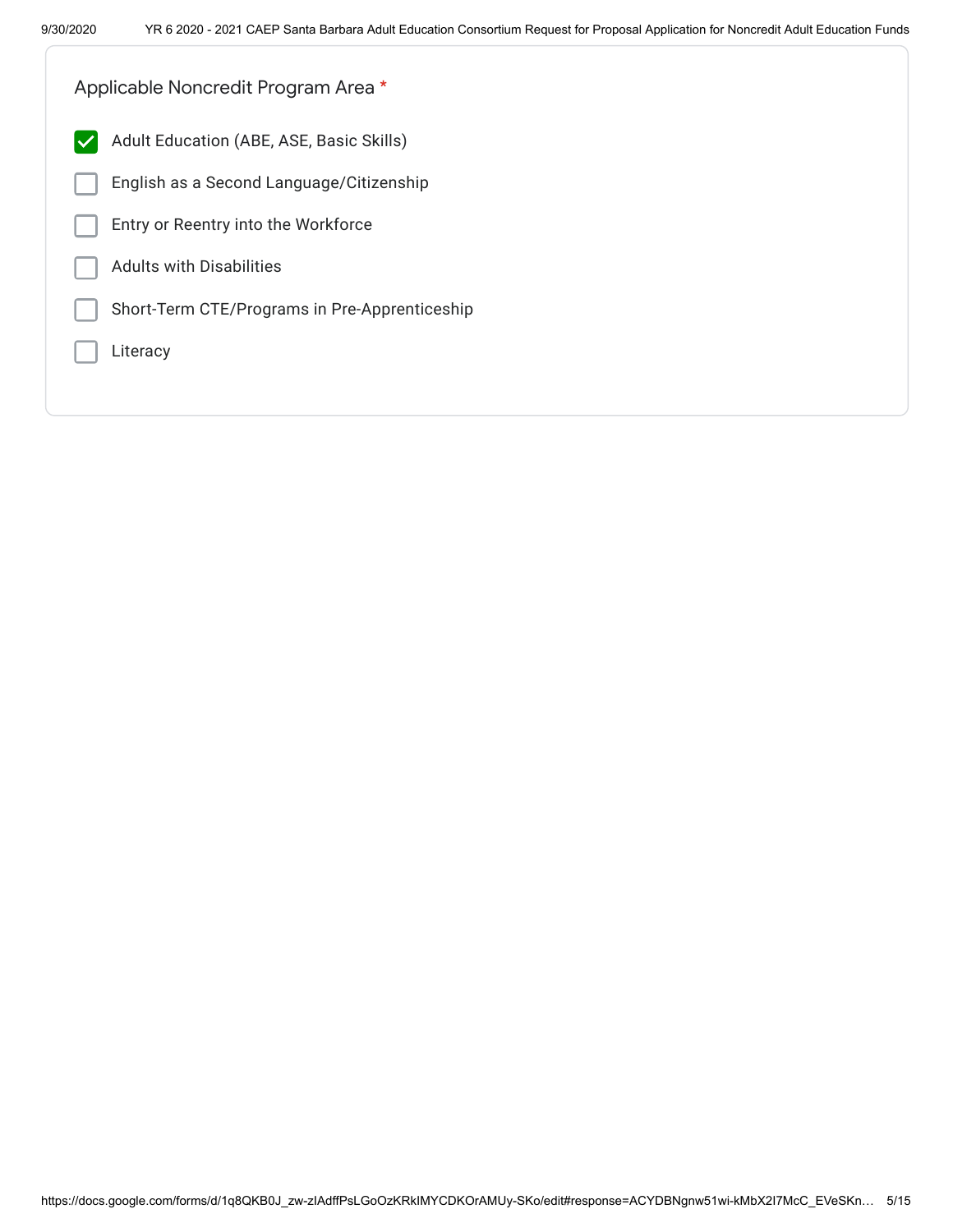Applicable Noncredit Program Area *

- [x] Adult Education (ABE, ASE, Basic Skills)
- [ ] English as a Second Language/Citizenship
- [ ] Entry or Reentry into the Workforce
- [ ] Adults with Disabilities
- [ ] Short-Term CTE/Programs in Pre-Apprenticeship
- [ ] Literacy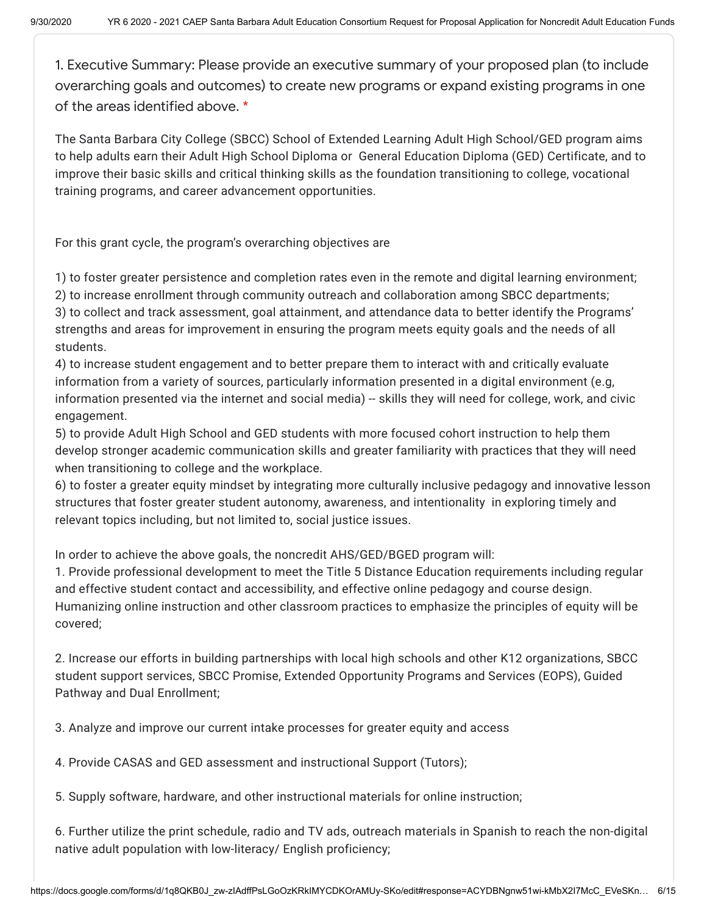1. Executive Summary: Please provide an executive summary of your proposed plan (to include overarching goals and outcomes) to create new programs or expand existing programs in one of the areas identified above. *

The Santa Barbara City College (SBCC) School of Extended Learning Adult High School/GED program aims to help adults earn their Adult High School Diploma or General Education Diploma (GED) Certificate, and to improve their basic skills and critical thinking skills as the foundation transitioning to college, vocational training programs, and career advancement opportunities.

For this grant cycle, the program's overarching objectives are

1) to foster greater persistence and completion rates even in the remote and digital learning environment;
2) to increase enrollment through community outreach and collaboration among SBCC departments;
3) to collect and track assessment, goal attainment, and attendance data to better identify the Programs' strengths and areas for improvement in ensuring the program meets equity goals and the needs of all students.
4) to increase student engagement and to better prepare them to interact with and critically evaluate information from a variety of sources, particularly information presented in a digital environment (e.g, information presented via the internet and social media) -- skills they will need for college, work, and civic engagement.
5) to provide Adult High School and GED students with more focused cohort instruction to help them develop stronger academic communication skills and greater familiarity with practices that they will need when transitioning to college and the workplace.
6) to foster a greater equity mindset by integrating more culturally inclusive pedagogy and innovative lesson structures that foster greater student autonomy, awareness, and intentionality in exploring timely and relevant topics including, but not limited to, social justice issues.

In order to achieve the above goals, the noncredit AHS/GED/BGED program will:

1. Provide professional development to meet the Title 5 Distance Education requirements including regular and effective student contact and accessibility, and effective online pedagogy and course design. Humanizing online instruction and other classroom practices to emphasize the principles of equity will be covered;

2. Increase our efforts in building partnerships with local high schools and other K12 organizations, SBCC student support services, SBCC Promise, Extended Opportunity Programs and Services (EOPS), Guided Pathway and Dual Enrollment;

3. Analyze and improve our current intake processes for greater equity and access

4. Provide CASAS and GED assessment and instructional Support (Tutors);

5. Supply software, hardware, and other instructional materials for online instruction;

6. Further utilize the print schedule, radio and TV ads, outreach materials in Spanish to reach the non-digital native adult population with low-literacy/ English proficiency;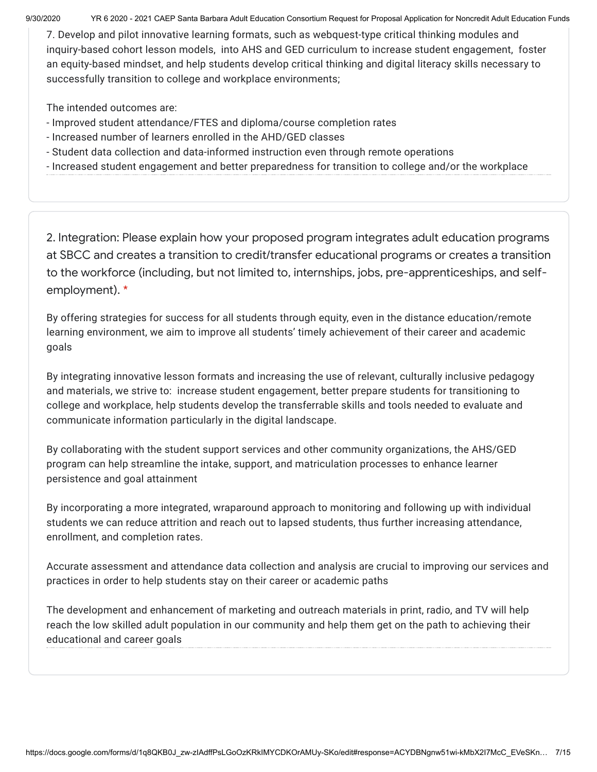7. Develop and pilot innovative learning formats, such as webquest-type critical thinking modules and inquiry-based cohort lesson models, into AHS and GED curriculum to increase student engagement, foster an equity-based mindset, and help students develop critical thinking and digital literacy skills necessary to successfully transition to college and workplace environments;

The intended outcomes are:

- Improved student attendance/FTES and diploma/course completion rates
- Increased number of learners enrolled in the AHD/GED classes
- Student data collection and data-informed instruction even through remote operations
- Increased student engagement and better preparedness for transition to college and/or the workplace

2. Integration: Please explain how your proposed program integrates adult education programs at SBCC and creates a transition to credit/transfer educational programs or creates a transition to the workforce (including, but not limited to, internships, jobs, pre-apprenticeships, and self-employment). *

By offering strategies for success for all students through equity, even in the distance education/remote learning environment, we aim to improve all students' timely achievement of their career and academic goals

By integrating innovative lesson formats and increasing the use of relevant, culturally inclusive pedagogy and materials, we strive to: increase student engagement, better prepare students for transitioning to college and workplace, help students develop the transferrable skills and tools needed to evaluate and communicate information particularly in the digital landscape.

By collaborating with the student support services and other community organizations, the AHS/GED program can help streamline the intake, support, and matriculation processes to enhance learner persistence and goal attainment

By incorporating a more integrated, wraparound approach to monitoring and following up with individual students we can reduce attrition and reach out to lapsed students, thus further increasing attendance, enrollment, and completion rates.

Accurate assessment and attendance data collection and analysis are crucial to improving our services and practices in order to help students stay on their career or academic paths

The development and enhancement of marketing and outreach materials in print, radio, and TV will help reach the low skilled adult population in our community and help them get on the path to achieving their educational and career goals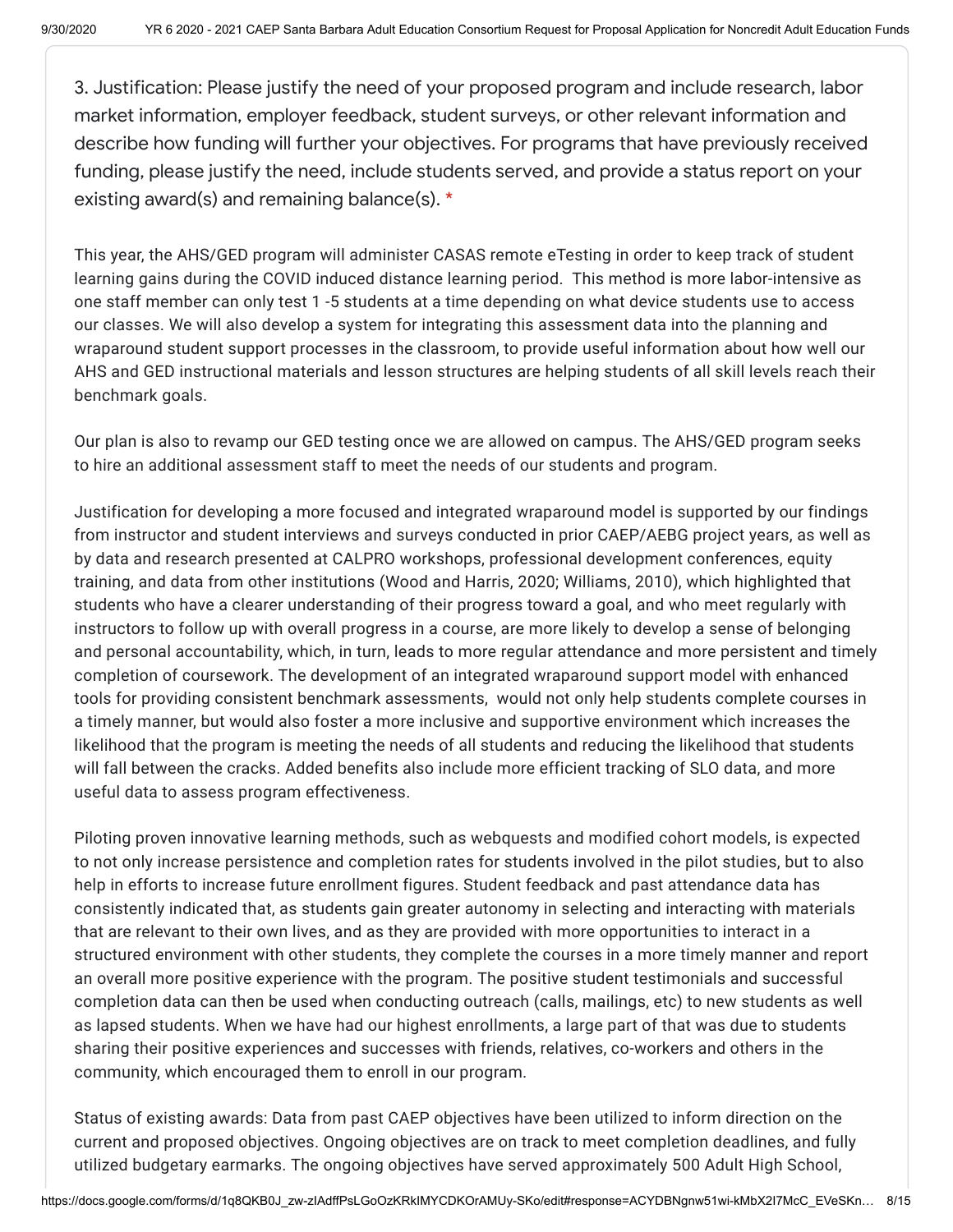3. Justification: Please justify the need of your proposed program and include research, labor market information, employer feedback, student surveys, or other relevant information and describe how funding will further your objectives. For programs that have previously received funding, please justify the need, include students served, and provide a status report on your existing award(s) and remaining balance(s). *

This year, the AHS/GED program will administer CASAS remote eTesting in order to keep track of student learning gains during the COVID induced distance learning period. This method is more labor-intensive as one staff member can only test 1 -5 students at a time depending on what device students use to access our classes. We will also develop a system for integrating this assessment data into the planning and wraparound student support processes in the classroom, to provide useful information about how well our AHS and GED instructional materials and lesson structures are helping students of all skill levels reach their benchmark goals.

Our plan is also to revamp our GED testing once we are allowed on campus. The AHS/GED program seeks to hire an additional assessment staff to meet the needs of our students and program.

Justification for developing a more focused and integrated wraparound model is supported by our findings from instructor and student interviews and surveys conducted in prior CAEP/AEBG project years, as well as by data and research presented at CALPRO workshops, professional development conferences, equity training, and data from other institutions (Wood and Harris, 2020; Williams, 2010), which highlighted that students who have a clearer understanding of their progress toward a goal, and who meet regularly with instructors to follow up with overall progress in a course, are more likely to develop a sense of belonging and personal accountability, which, in turn, leads to more regular attendance and more persistent and timely completion of coursework. The development of an integrated wraparound support model with enhanced tools for providing consistent benchmark assessments, would not only help students complete courses in a timely manner, but would also foster a more inclusive and supportive environment which increases the likelihood that the program is meeting the needs of all students and reducing the likelihood that students will fall between the cracks. Added benefits also include more efficient tracking of SLO data, and more useful data to assess program effectiveness.

Piloting proven innovative learning methods, such as webquests and modified cohort models, is expected to not only increase persistence and completion rates for students involved in the pilot studies, but to also help in efforts to increase future enrollment figures. Student feedback and past attendance data has consistently indicated that, as students gain greater autonomy in selecting and interacting with materials that are relevant to their own lives, and as they are provided with more opportunities to interact in a structured environment with other students, they complete the courses in a more timely manner and report an overall more positive experience with the program. The positive student testimonials and successful completion data can then be used when conducting outreach (calls, mailings, etc) to new students as well as lapsed students. When we have had our highest enrollments, a large part of that was due to students sharing their positive experiences and successes with friends, relatives, co-workers and others in the community, which encouraged them to enroll in our program.

Status of existing awards: Data from past CAEP objectives have been utilized to inform direction on the current and proposed objectives. Ongoing objectives are on track to meet completion deadlines, and fully utilized budgetary earmarks. The ongoing objectives have served approximately 500 Adult High School,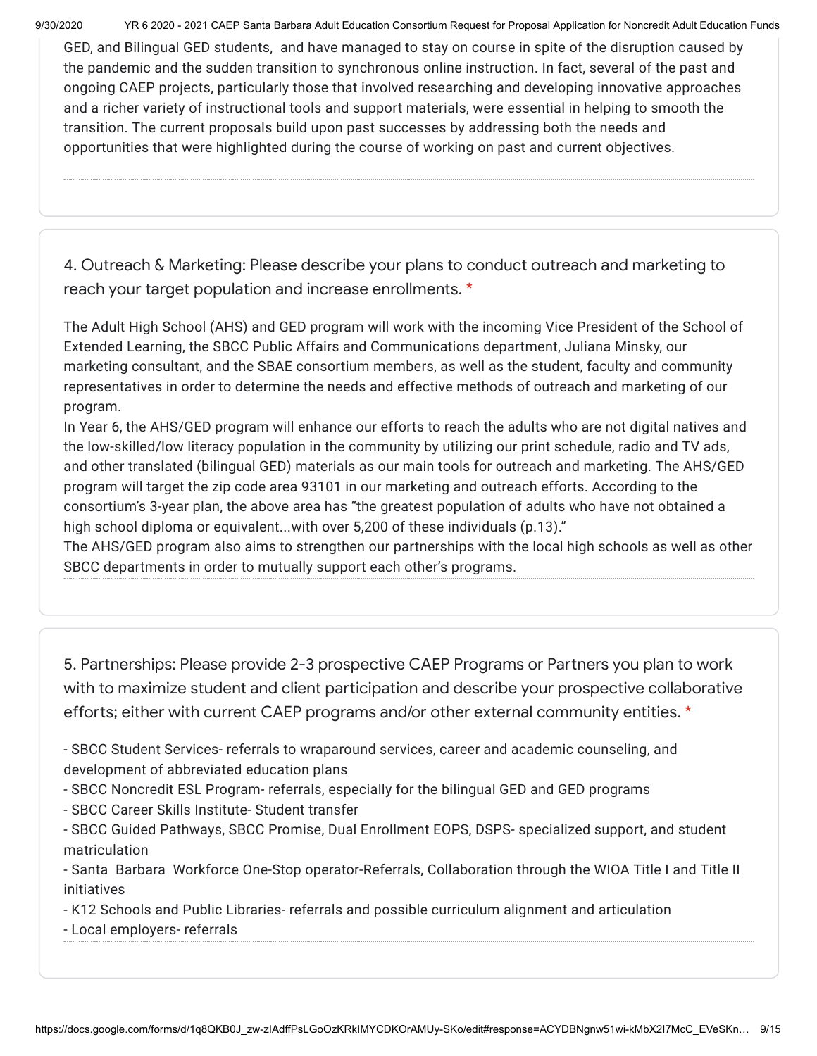GED, and Bilingual GED students, and have managed to stay on course in spite of the disruption caused by the pandemic and the sudden transition to synchronous online instruction. In fact, several of the past and ongoing CAEP projects, particularly those that involved researching and developing innovative approaches and a richer variety of instructional tools and support materials, were essential in helping to smooth the transition. The current proposals build upon past successes by addressing both the needs and opportunities that were highlighted during the course of working on past and current objectives.

4. Outreach & Marketing: Please describe your plans to conduct outreach and marketing to reach your target population and increase enrollments. *

The Adult High School (AHS) and GED program will work with the incoming Vice President of the School of Extended Learning, the SBCC Public Affairs and Communications department, Juliana Minsky, our marketing consultant, and the SBAE consortium members, as well as the student, faculty and community representatives in order to determine the needs and effective methods of outreach and marketing of our program.

In Year 6, the AHS/GED program will enhance our efforts to reach the adults who are not digital natives and the low-skilled/low literacy population in the community by utilizing our print schedule, radio and TV ads, and other translated (bilingual GED) materials as our main tools for outreach and marketing. The AHS/GED program will target the zip code area 93101 in our marketing and outreach efforts. According to the consortium's 3-year plan, the above area has "the greatest population of adults who have not obtained a high school diploma or equivalent...with over 5,200 of these individuals (p.13)."

The AHS/GED program also aims to strengthen our partnerships with the local high schools as well as other SBCC departments in order to mutually support each other's programs.

5. Partnerships: Please provide 2-3 prospective CAEP Programs or Partners you plan to work with to maximize student and client participation and describe your prospective collaborative efforts; either with current CAEP programs and/or other external community entities. *

- SBCC Student Services- referrals to wraparound services, career and academic counseling, and development of abbreviated education plans
- SBCC Noncredit ESL Program- referrals, especially for the bilingual GED and GED programs
- SBCC Career Skills Institute- Student transfer
- SBCC Guided Pathways, SBCC Promise, Dual Enrollment EOPS, DSPS- specialized support, and student matriculation
- Santa Barbara Workforce One-Stop operator-Referrals, Collaboration through the WIOA Title I and Title II initiatives
- K12 Schools and Public Libraries- referrals and possible curriculum alignment and articulation
- Local employers- referrals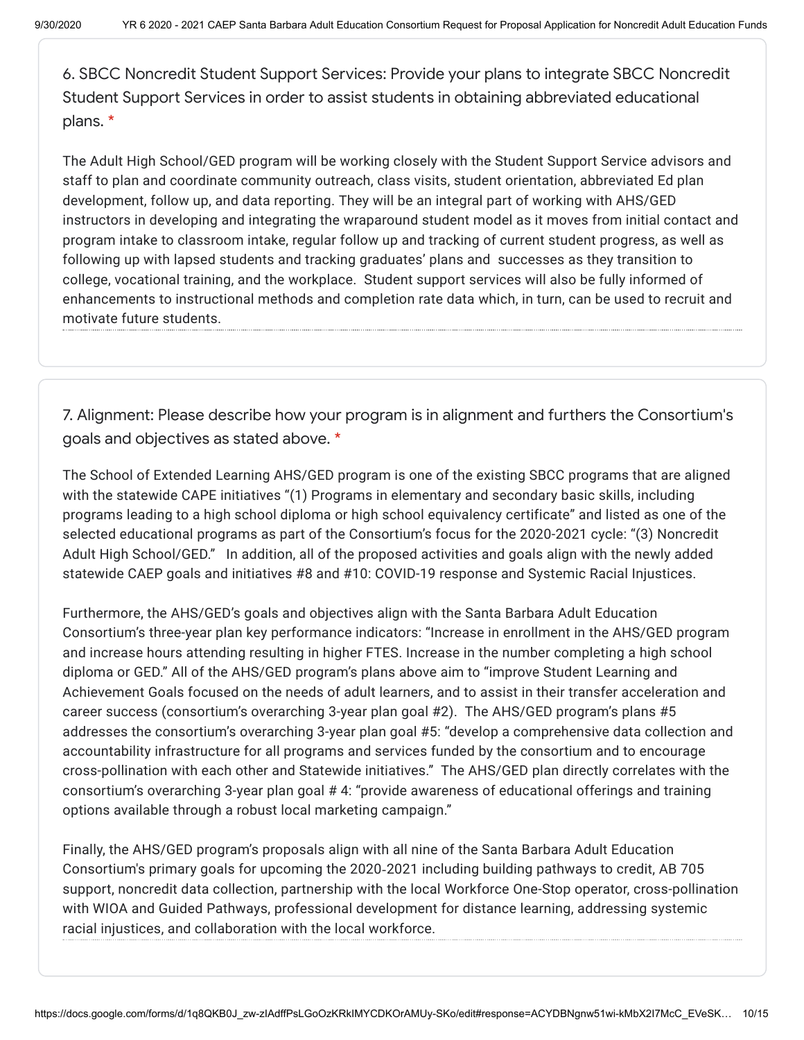6. SBCC Noncredit Student Support Services: Provide your plans to integrate SBCC Noncredit Student Support Services in order to assist students in obtaining abbreviated educational plans. *

The Adult High School/GED program will be working closely with the Student Support Service advisors and staff to plan and coordinate community outreach, class visits, student orientation, abbreviated Ed plan development, follow up, and data reporting. They will be an integral part of working with AHS/GED instructors in developing and integrating the wraparound student model as it moves from initial contact and program intake to classroom intake, regular follow up and tracking of current student progress, as well as following up with lapsed students and tracking graduates' plans and successes as they transition to college, vocational training, and the workplace. Student support services will also be fully informed of enhancements to instructional methods and completion rate data which, in turn, can be used to recruit and motivate future students.

7. Alignment: Please describe how your program is in alignment and furthers the Consortium's goals and objectives as stated above. *

The School of Extended Learning AHS/GED program is one of the existing SBCC programs that are aligned with the statewide CAPE initiatives "(1) Programs in elementary and secondary basic skills, including programs leading to a high school diploma or high school equivalency certificate" and listed as one of the selected educational programs as part of the Consortium's focus for the 2020-2021 cycle: "(3) Noncredit Adult High School/GED." In addition, all of the proposed activities and goals align with the newly added statewide CAEP goals and initiatives #8 and #10: COVID-19 response and Systemic Racial Injustices.

Furthermore, the AHS/GED's goals and objectives align with the Santa Barbara Adult Education Consortium's three-year plan key performance indicators: "Increase in enrollment in the AHS/GED program and increase hours attending resulting in higher FTES. Increase in the number completing a high school diploma or GED." All of the AHS/GED program's plans above aim to "improve Student Learning and Achievement Goals focused on the needs of adult learners, and to assist in their transfer acceleration and career success (consortium's overarching 3-year plan goal #2). The AHS/GED program's plans #5 addresses the consortium's overarching 3-year plan goal #5: "develop a comprehensive data collection and accountability infrastructure for all programs and services funded by the consortium and to encourage cross-pollination with each other and Statewide initiatives." The AHS/GED plan directly correlates with the consortium's overarching 3-year plan goal # 4: "provide awareness of educational offerings and training options available through a robust local marketing campaign."

Finally, the AHS/GED program's proposals align with all nine of the Santa Barbara Adult Education Consortium's primary goals for upcoming the 2020-2021 including building pathways to credit, AB 705 support, noncredit data collection, partnership with the local Workforce One-Stop operator, cross-pollination with WIOA and Guided Pathways, professional development for distance learning, addressing systemic racial injustices, and collaboration with the local workforce.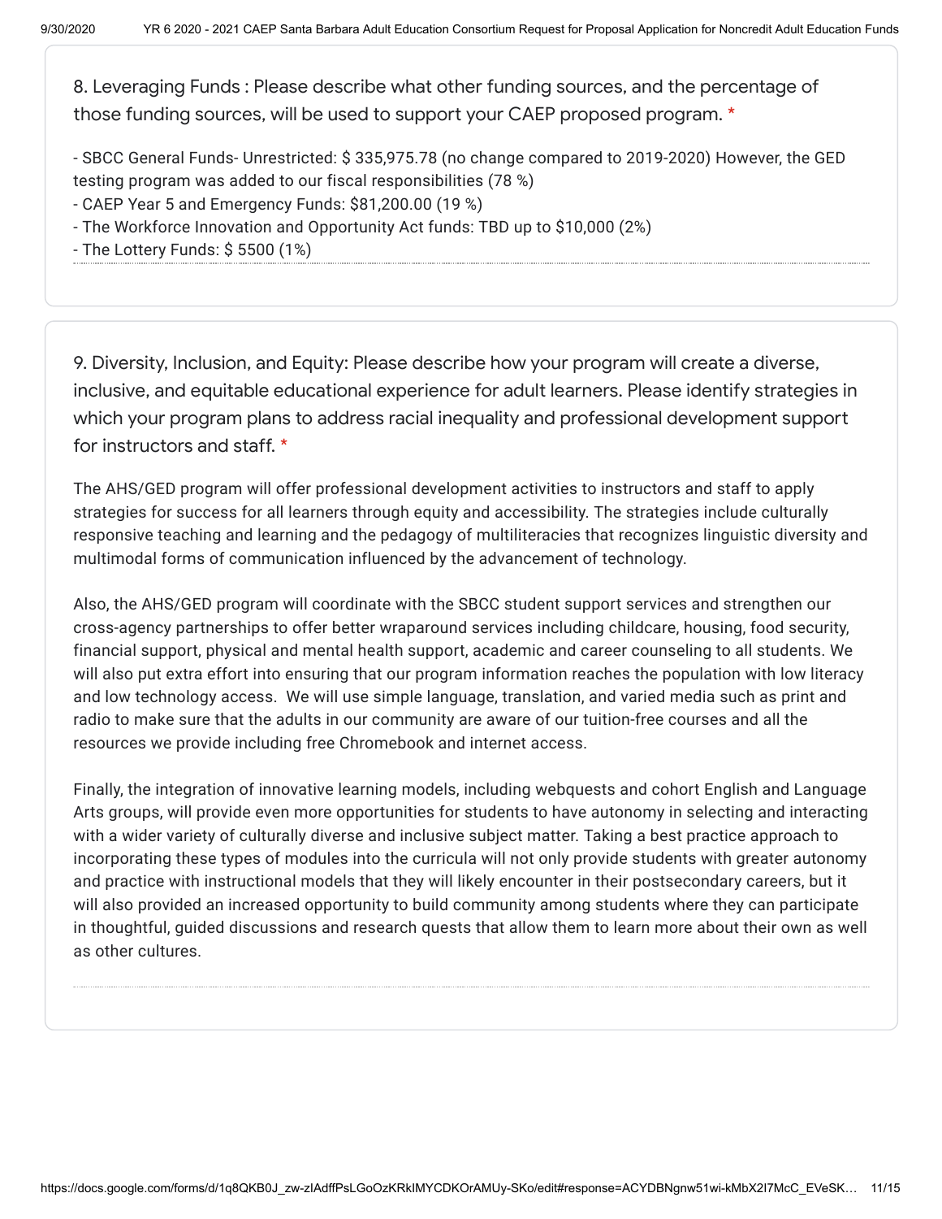8. Leveraging Funds : Please describe what other funding sources, and the percentage of those funding sources, will be used to support your CAEP proposed program. *

- SBCC General Funds- Unrestricted: $ 335,975.78 (no change compared to 2019-2020) However, the GED testing program was added to our fiscal responsibilities (78 %)
- CAEP Year 5 and Emergency Funds: $81,200.00 (19 %)
- The Workforce Innovation and Opportunity Act funds: TBD up to $10,000 (2%)
- The Lottery Funds: $ 5500 (1%)

9. Diversity, Inclusion, and Equity: Please describe how your program will create a diverse, inclusive, and equitable educational experience for adult learners. Please identify strategies in which your program plans to address racial inequality and professional development support for instructors and staff. *

The AHS/GED program will offer professional development activities to instructors and staff to apply strategies for success for all learners through equity and accessibility. The strategies include culturally responsive teaching and learning and the pedagogy of multiliteracies that recognizes linguistic diversity and multimodal forms of communication influenced by the advancement of technology.

Also, the AHS/GED program will coordinate with the SBCC student support services and strengthen our cross-agency partnerships to offer better wraparound services including childcare, housing, food security, financial support, physical and mental health support, academic and career counseling to all students. We will also put extra effort into ensuring that our program information reaches the population with low literacy and low technology access. We will use simple language, translation, and varied media such as print and radio to make sure that the adults in our community are aware of our tuition-free courses and all the resources we provide including free Chromebook and internet access.

Finally, the integration of innovative learning models, including webquests and cohort English and Language Arts groups, will provide even more opportunities for students to have autonomy in selecting and interacting with a wider variety of culturally diverse and inclusive subject matter. Taking a best practice approach to incorporating these types of modules into the curricula will not only provide students with greater autonomy and practice with instructional models that they will likely encounter in their postsecondary careers, but it will also provided an increased opportunity to build community among students where they can participate in thoughtful, guided discussions and research quests that allow them to learn more about their own as well as other cultures.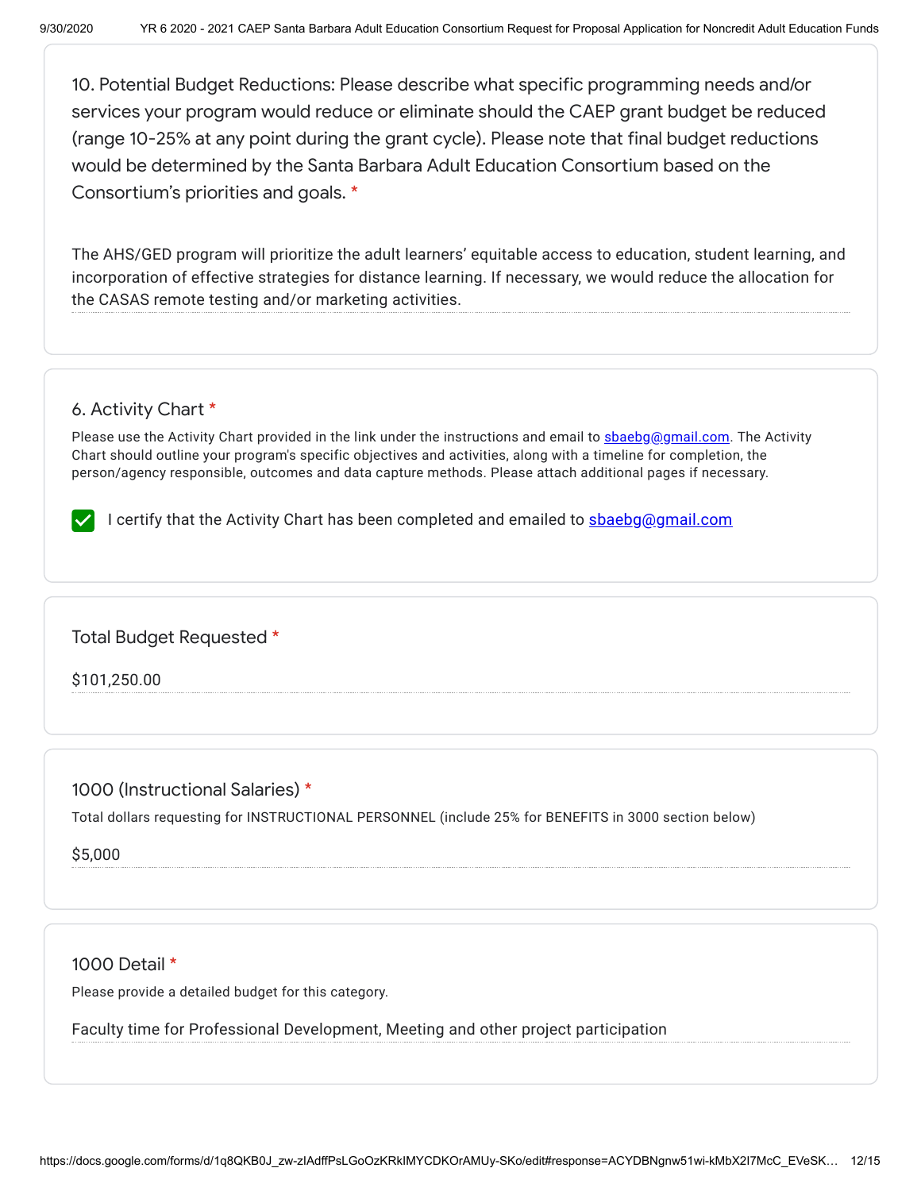10. Potential Budget Reductions: Please describe what specific programming needs and/or services your program would reduce or eliminate should the CAEP grant budget be reduced (range 10-25% at any point during the grant cycle). Please note that final budget reductions would be determined by the Santa Barbara Adult Education Consortium based on the Consortium's priorities and goals. *

The AHS/GED program will prioritize the adult learners' equitable access to education, student learning, and incorporation of effective strategies for distance learning. If necessary, we would reduce the allocation for the CASAS remote testing and/or marketing activities.

6. Activity Chart *

Please use the Activity Chart provided in the link under the instructions and email to sbaebg@gmail.com. The Activity Chart should outline your program's specific objectives and activities, along with a timeline for completion, the person/agency responsible, outcomes and data capture methods. Please attach additional pages if necessary.

- [x] I certify that the Activity Chart has been completed and emailed to sbaebg@gmail.com

Total Budget Requested *

$101,250.00

1000 (Instructional Salaries) *

Total dollars requesting for INSTRUCTIONAL PERSONNEL (include 25% for BENEFITS in 3000 section below)

$5,000

1000 Detail *

Please provide a detailed budget for this category.

Faculty time for Professional Development, Meeting and other project participation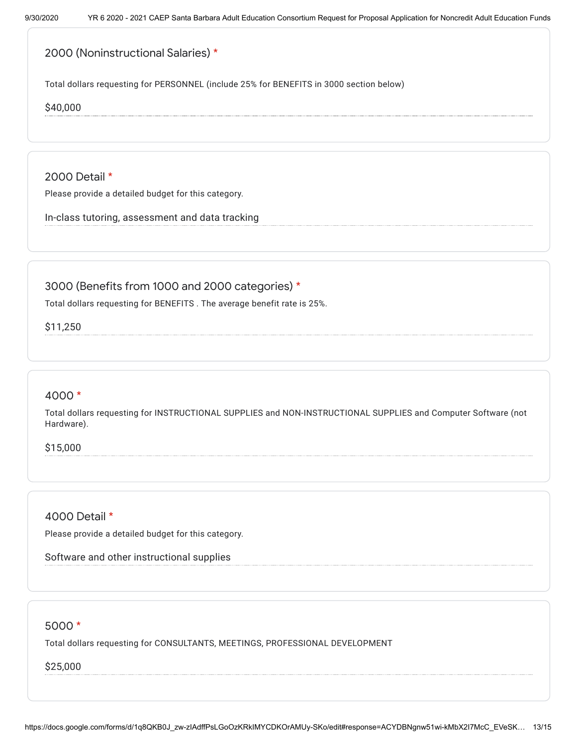### 2000 (Noninstructional Salaries) *

Total dollars requesting for PERSONNEL (include 25% for BENEFITS in 3000 section below)

$40,000

### 2000 Detail *

Please provide a detailed budget for this category.

In-class tutoring, assessment and data tracking

### 3000 (Benefits from 1000 and 2000 categories) *

Total dollars requesting for BENEFITS . The average benefit rate is 25%.

$11,250

### 4000 *

Total dollars requesting for INSTRUCTIONAL SUPPLIES and NON-INSTRUCTIONAL SUPPLIES and Computer Software (not Hardware).

$15,000

### 4000 Detail *

Please provide a detailed budget for this category.

Software and other instructional supplies

### 5000 *

Total dollars requesting for CONSULTANTS, MEETINGS, PROFESSIONAL DEVELOPMENT

$25,000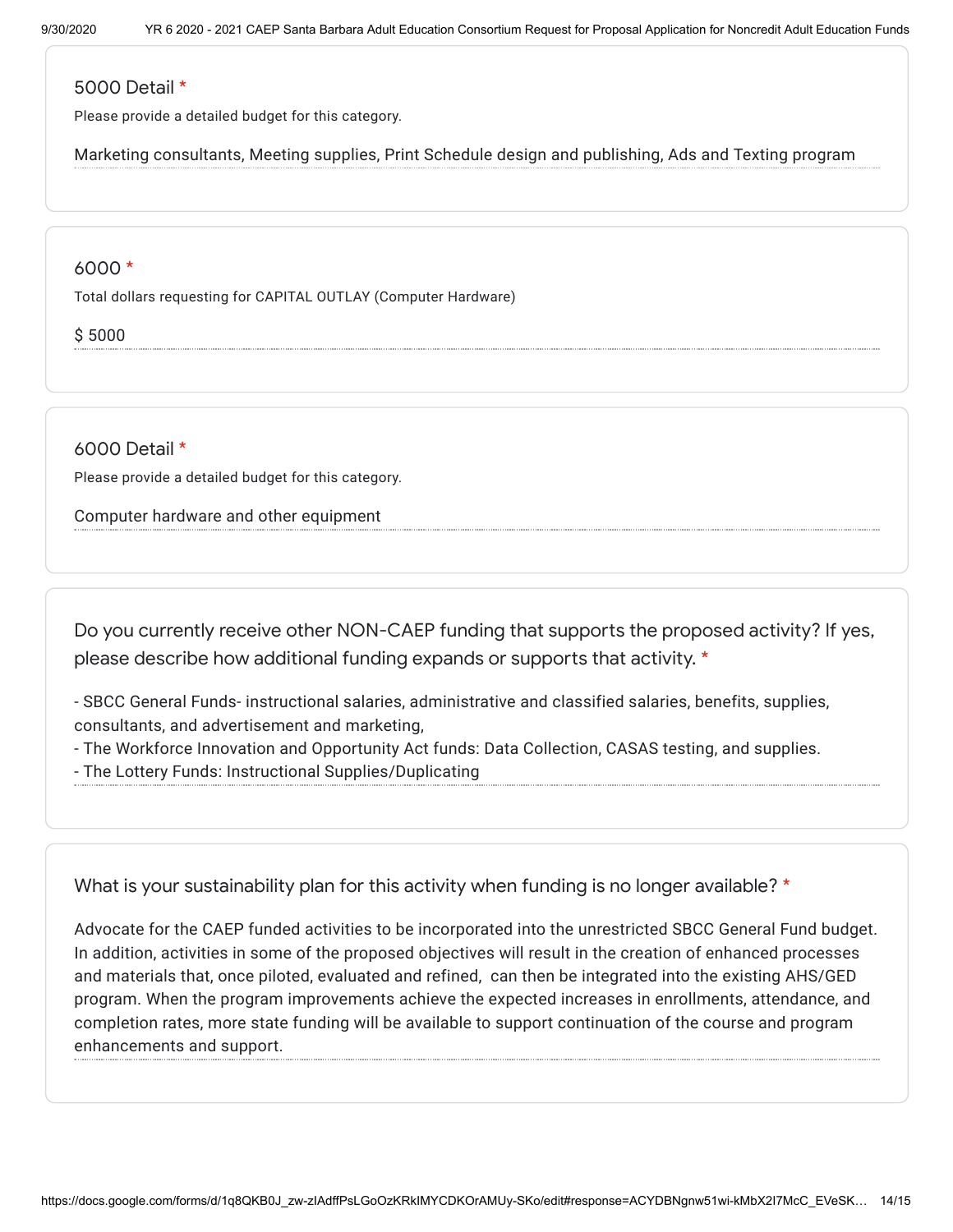### 5000 Detail *

Please provide a detailed budget for this category.

Marketing consultants, Meeting supplies, Print Schedule design and publishing, Ads and Texting program

### 6000 *

Total dollars requesting for CAPITAL OUTLAY (Computer Hardware)

$ 5000

### 6000 Detail *

Please provide a detailed budget for this category.

Computer hardware and other equipment

### Do you currently receive other NON-CAEP funding that supports the proposed activity? If yes, please describe how additional funding expands or supports that activity. *

- SBCC General Funds- instructional salaries, administrative and classified salaries, benefits, supplies, consultants, and advertisement and marketing,
- The Workforce Innovation and Opportunity Act funds: Data Collection, CASAS testing, and supplies.
- The Lottery Funds: Instructional Supplies/Duplicating

### What is your sustainability plan for this activity when funding is no longer available? *

Advocate for the CAEP funded activities to be incorporated into the unrestricted SBCC General Fund budget. In addition, activities in some of the proposed objectives will result in the creation of enhanced processes and materials that, once piloted, evaluated and refined, can then be integrated into the existing AHS/GED program. When the program improvements achieve the expected increases in enrollments, attendance, and completion rates, more state funding will be available to support continuation of the course and program enhancements and support.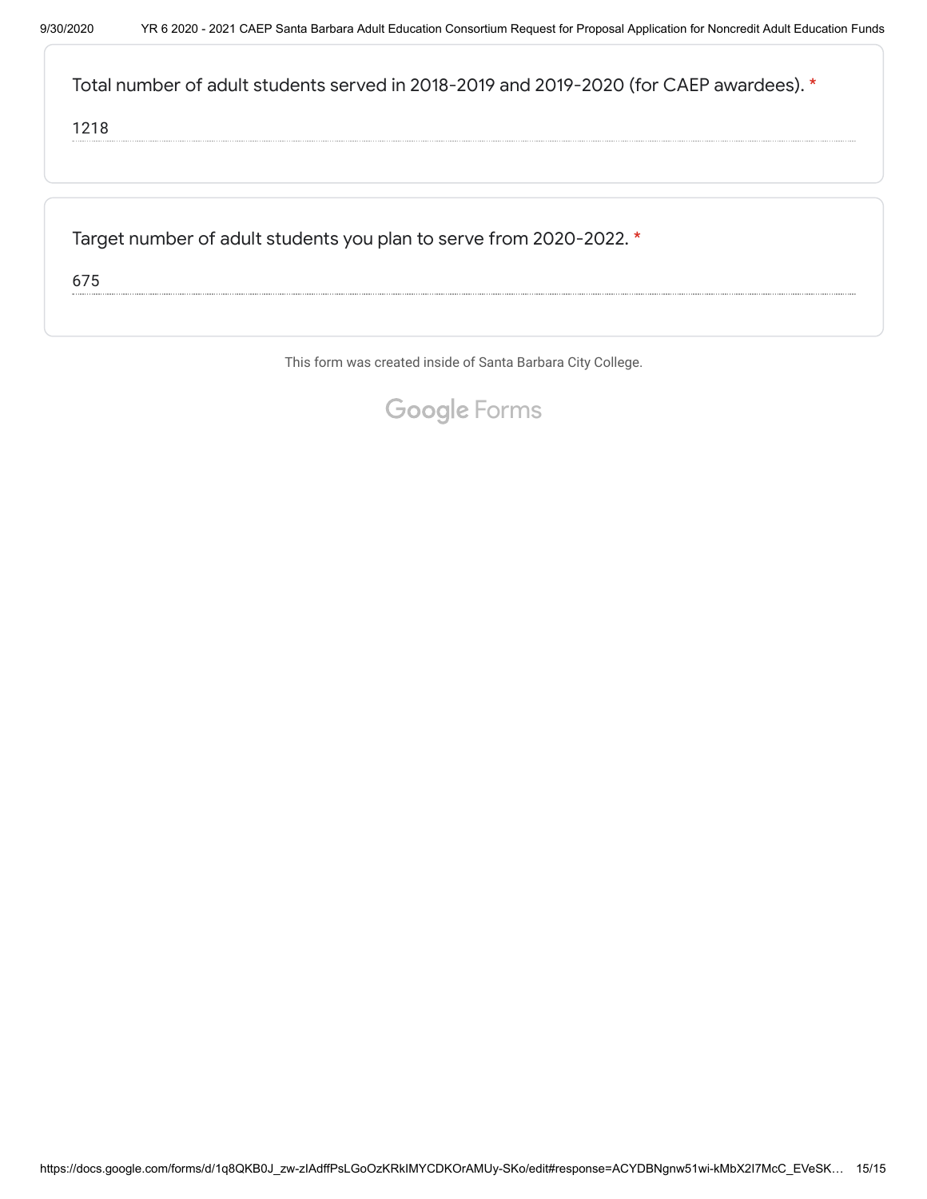Total number of adult students served in 2018-2019 and 2019-2020 (for CAEP awardees). *

1218

Target number of adult students you plan to serve from 2020-2022. *

675

This form was created inside of Santa Barbara City College.

Google Forms